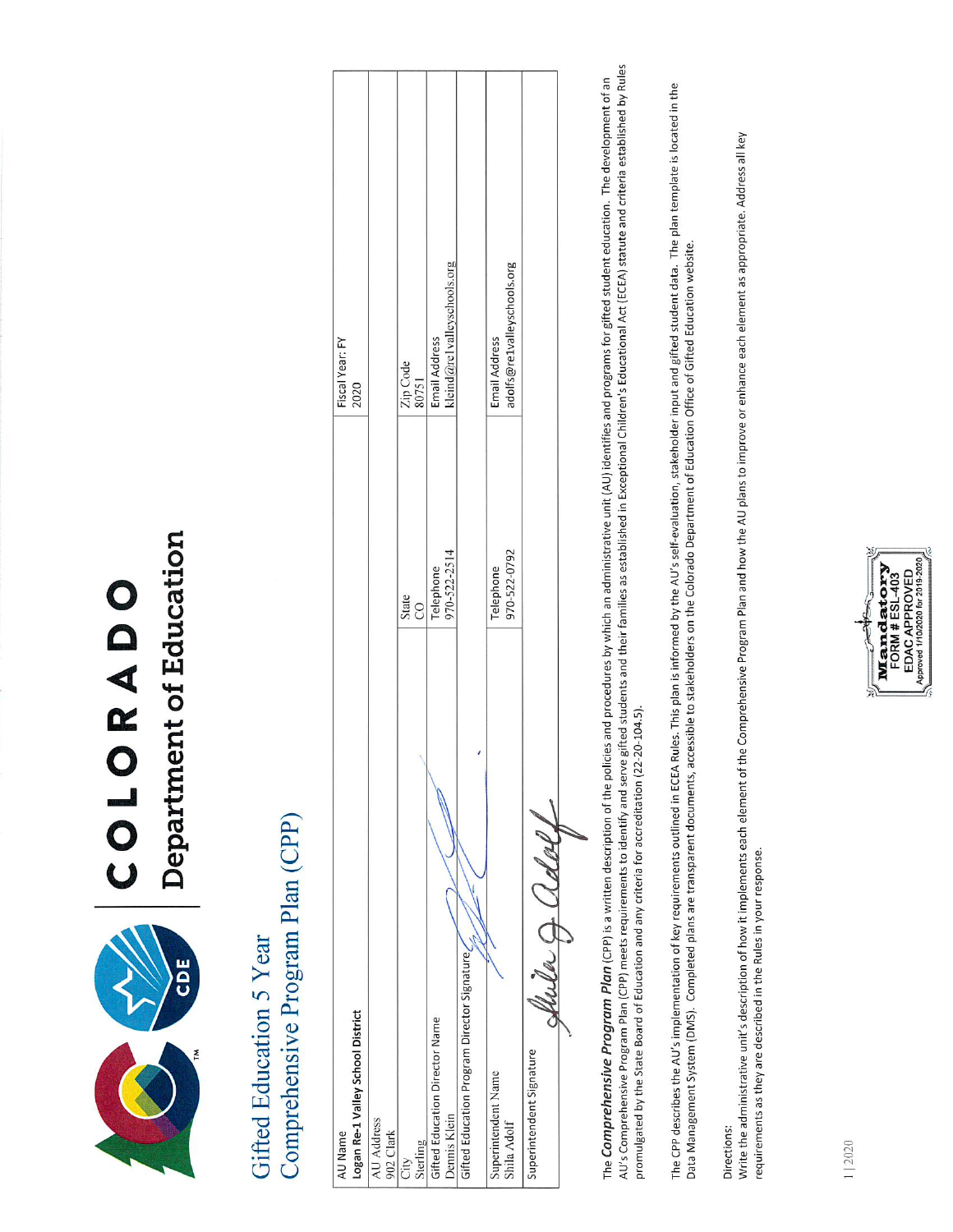COLORADO
Department of Education

# Gifted Education 5 Year Comprehensive Program Plan (CPP)

| AU Name<br>**Logan Re-1 Valley School District** | | | Fiscal Year: FY<br>2020 |
|---|---|---|---|
| AU Address<br>902 Clark | | | |
| City<br>Sterling | | State<br>CO | Zip Code<br>80751 |
| Gifted Education Director Name<br>Dennis Klein | | Telephone<br>970-522-2514 | Email Address<br>kleind@re1valleyschools.org |
| Gifted Education Program Director Signature | | | |
| Superintendent Name<br>Shila Adolf | | Telephone<br>970-522-0792 | Email Address<br>adolfs@re1valleyschools.org |
| Superintendent Signature | | | |

The ***Comprehensive Program Plan*** (CPP) is a written description of the policies and procedures by which an administrative unit (AU) identifies and programs for gifted student education. The development of an AU's Comprehensive Program Plan (CPP) meets requirements to identify and serve gifted students and their families as established in Exceptional Children's Educational Act (ECEA) statute and criteria established by Rules promulgated by the State Board of Education and any criteria for accreditation (22-20-104.5).

The CPP describes the AU's implementation of key requirements outlined in ECEA Rules. This plan is informed by the AU's self-evaluation, stakeholder input and gifted student data. The plan template is located in the Data Management System (DMS). Completed plans are transparent documents, accessible to stakeholders on the Colorado Department of Education Office of Gifted Education website.

Directions:
Write the administrative unit's description of how it implements each element of the Comprehensive Program Plan and how the AU plans to improve or enhance each element as appropriate. Address all key requirements as they are described in the Rules in your response.

Mandatory
FORM # ESL-403
EDAC APPROVED
Approved 1/10/2020 for 2019-2020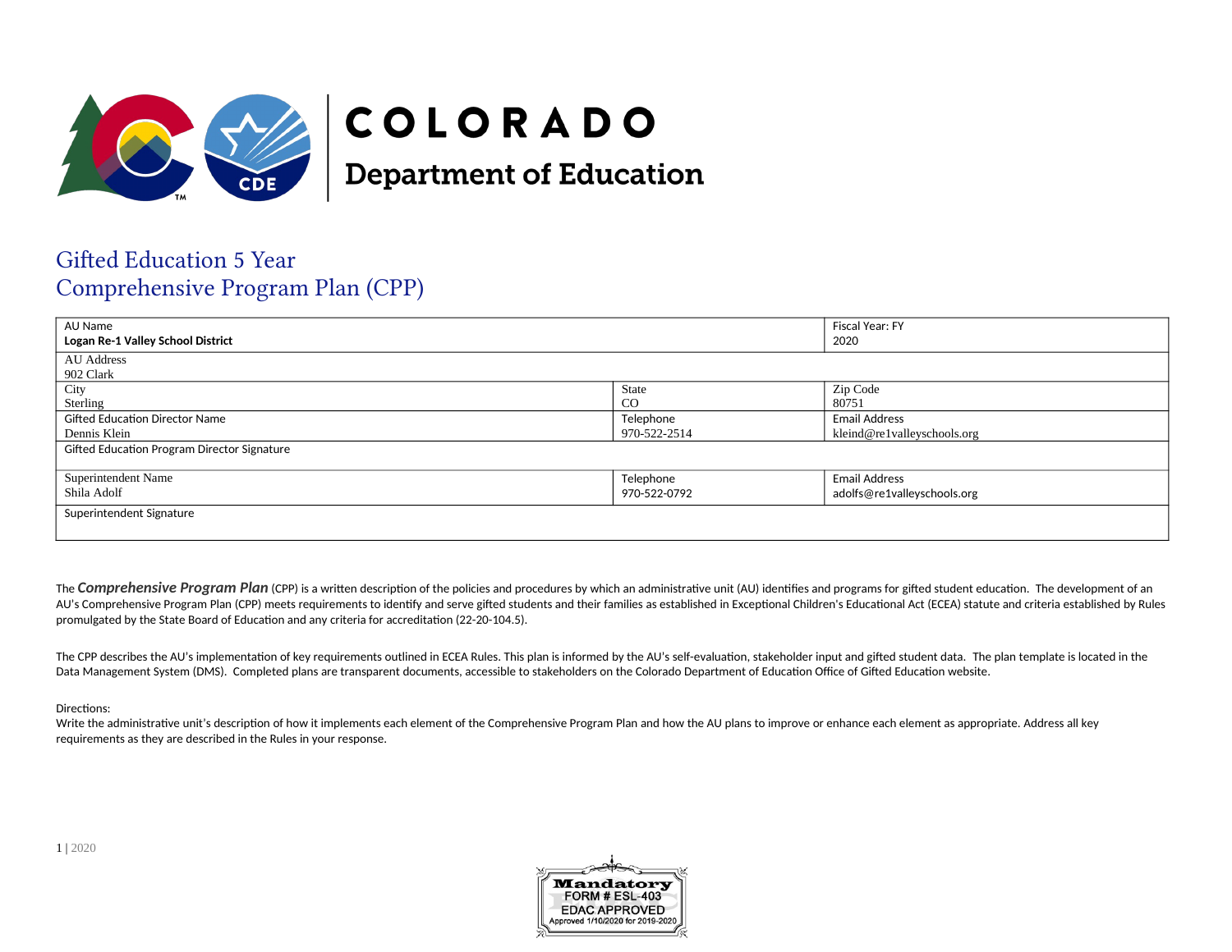# COLORADO
## Department of Education

# Gifted Education 5 Year Comprehensive Program Plan (CPP)

| AU Name **Logan Re-1 Valley School District** | | Fiscal Year: FY 2020 |
|---|---|---|
| AU Address 902 Clark | | |
| City Sterling | State CO | Zip Code 80751 |
| Gifted Education Director Name Dennis Klein | Telephone 970-522-2514 | Email Address kleind@re1valleyschools.org |
| Gifted Education Program Director Signature | | |
| Superintendent Name Shila Adolf | Telephone 970-522-0792 | Email Address adolfs@re1valleyschools.org |
| Superintendent Signature | | |

The ***Comprehensive Program Plan*** (CPP) is a written description of the policies and procedures by which an administrative unit (AU) identifies and programs for gifted student education. The development of an AU's Comprehensive Program Plan (CPP) meets requirements to identify and serve gifted students and their families as established in Exceptional Children's Educational Act (ECEA) statute and criteria established by Rules promulgated by the State Board of Education and any criteria for accreditation (22-20-104.5).

The CPP describes the AU's implementation of key requirements outlined in ECEA Rules. This plan is informed by the AU's self-evaluation, stakeholder input and gifted student data. The plan template is located in the Data Management System (DMS). Completed plans are transparent documents, accessible to stakeholders on the Colorado Department of Education Office of Gifted Education website.

Directions:
Write the administrative unit's description of how it implements each element of the Comprehensive Program Plan and how the AU plans to improve or enhance each element as appropriate. Address all key requirements as they are described in the Rules in your response.

Mandatory FORM # ESL-403 EDAC APPROVED Approved 1/10/2020 for 2019-2020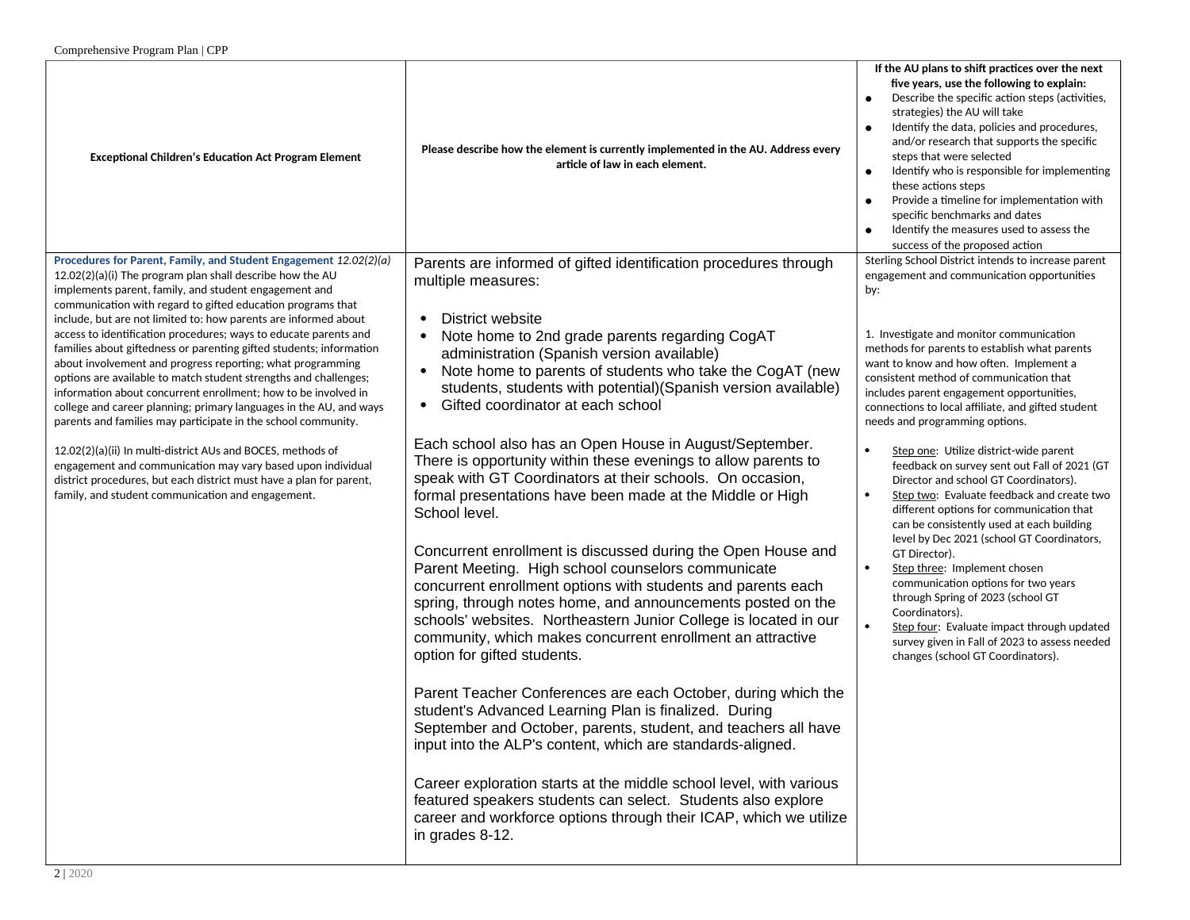| Exceptional Children's Education Act Program Element | Please describe how the element is currently implemented in the AU. Address every article of law in each element. | If the AU plans to shift practices over the next five years, use the following to explain:<br>● Describe the specific action steps (activities, strategies) the AU will take<br>● Identify the data, policies and procedures, and/or research that supports the specific steps that were selected<br>● Identify who is responsible for implementing these actions steps<br>● Provide a timeline for implementation with specific benchmarks and dates<br>● Identify the measures used to assess the success of the proposed action |
|---|---|---|
| **Procedures for Parent, Family, and Student Engagement** *12.02(2)(a)*<br>12.02(2)(a)(i) The program plan shall describe how the AU implements parent, family, and student engagement and communication with regard to gifted education programs that include, but are not limited to: how parents are informed about access to identification procedures; ways to educate parents and families about giftedness or parenting gifted students; information about involvement and progress reporting; what programming options are available to match student strengths and challenges; information about concurrent enrollment; how to be involved in college and career planning; primary languages in the AU, and ways parents and families may participate in the school community.<br><br>12.02(2)(a)(ii) In multi-district AUs and BOCES, methods of engagement and communication may vary based upon individual district procedures, but each district must have a plan for parent, family, and student communication and engagement. | Parents are informed of gifted identification procedures through multiple measures:<br><br>• District website<br>• Note home to 2nd grade parents regarding CogAT administration (Spanish version available)<br>• Note home to parents of students who take the CogAT (new students, students with potential)(Spanish version available)<br>• Gifted coordinator at each school<br><br>Each school also has an Open House in August/September. There is opportunity within these evenings to allow parents to speak with GT Coordinators at their schools. On occasion, formal presentations have been made at the Middle or High School level.<br><br>Concurrent enrollment is discussed during the Open House and Parent Meeting. High school counselors communicate concurrent enrollment options with students and parents each spring, through notes home, and announcements posted on the schools' websites. Northeastern Junior College is located in our community, which makes concurrent enrollment an attractive option for gifted students.<br><br>Parent Teacher Conferences are each October, during which the student's Advanced Learning Plan is finalized. During September and October, parents, student, and teachers all have input into the ALP's content, which are standards-aligned.<br><br>Career exploration starts at the middle school level, with various featured speakers students can select. Students also explore career and workforce options through their ICAP, which we utilize in grades 8-12. | Sterling School District intends to increase parent engagement and communication opportunities by:<br><br>1. Investigate and monitor communication methods for parents to establish what parents want to know and how often. Implement a consistent method of communication that includes parent engagement opportunities, connections to local affiliate, and gifted student needs and programming options.<br><br>• Step one: Utilize district-wide parent feedback on survey sent out Fall of 2021 (GT Director and school GT Coordinators).<br>• Step two: Evaluate feedback and create two different options for communication that can be consistently used at each building level by Dec 2021 (school GT Coordinators, GT Director).<br>• Step three: Implement chosen communication options for two years through Spring of 2023 (school GT Coordinators).<br>• Step four: Evaluate impact through updated survey given in Fall of 2023 to assess needed changes (school GT Coordinators). |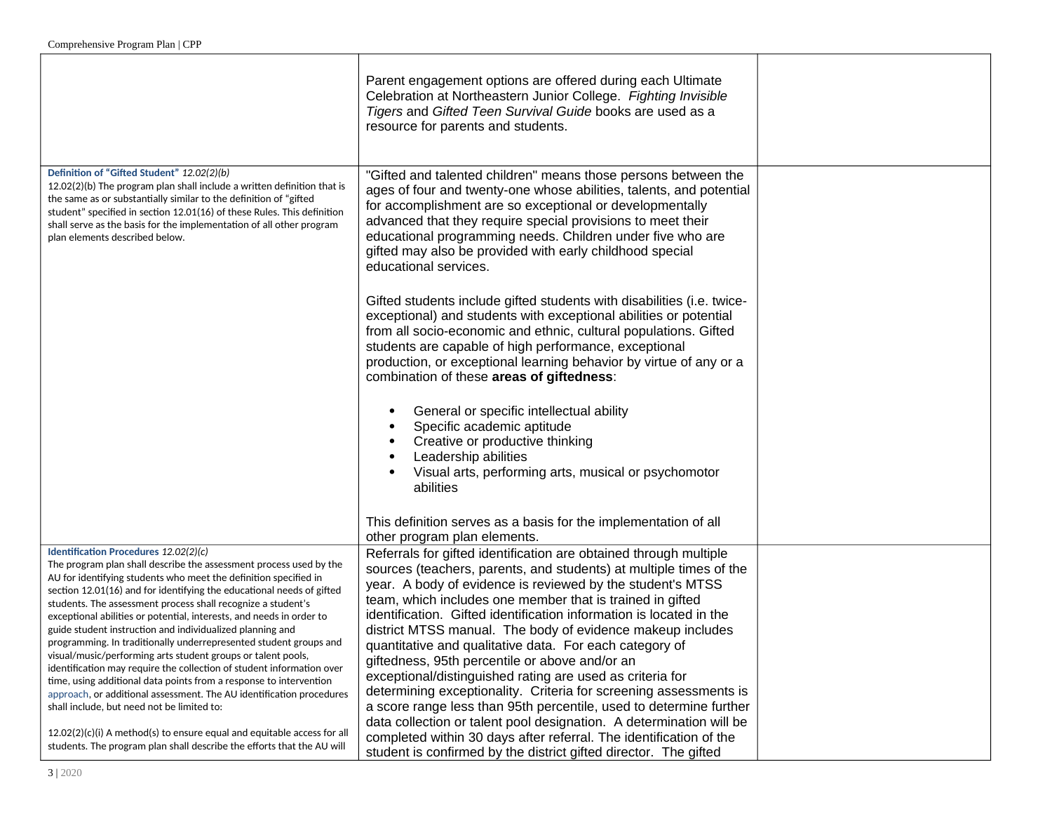| | | |
|---|---|---|
| | Parent engagement options are offered during each Ultimate Celebration at Northeastern Junior College. *Fighting Invisible Tigers* and *Gifted Teen Survival Guide* books are used as a resource for parents and students. | |
| **Definition of "Gifted Student"** *12.02(2)(b)*<br>12.02(2)(b) The program plan shall include a written definition that is the same as or substantially similar to the definition of "gifted student" specified in section 12.01(16) of these Rules. This definition shall serve as the basis for the implementation of all other program plan elements described below. | "Gifted and talented children" means those persons between the ages of four and twenty-one whose abilities, talents, and potential for accomplishment are so exceptional or developmentally advanced that they require special provisions to meet their educational programming needs. Children under five who are gifted may also be provided with early childhood special educational services.<br><br>Gifted students include gifted students with disabilities (i.e. twice-exceptional) and students with exceptional abilities or potential from all socio-economic and ethnic, cultural populations. Gifted students are capable of high performance, exceptional production, or exceptional learning behavior by virtue of any or a combination of these **areas of giftedness**:<br><br>• General or specific intellectual ability<br>• Specific academic aptitude<br>• Creative or productive thinking<br>• Leadership abilities<br>• Visual arts, performing arts, musical or psychomotor abilities<br><br>This definition serves as a basis for the implementation of all other program plan elements. | |
| **Identification Procedures** *12.02(2)(c)*<br>The program plan shall describe the assessment process used by the AU for identifying students who meet the definition specified in section 12.01(16) and for identifying the educational needs of gifted students. The assessment process shall recognize a student's exceptional abilities or potential, interests, and needs in order to guide student instruction and individualized planning and programming. In traditionally underrepresented student groups and visual/music/performing arts student groups or talent pools, identification may require the collection of student information over time, using additional data points from a response to intervention approach, or additional assessment. The AU identification procedures shall include, but need not be limited to:<br><br>12.02(2)(c)(i) A method(s) to ensure equal and equitable access for all students. The program plan shall describe the efforts that the AU will | Referrals for gifted identification are obtained through multiple sources (teachers, parents, and students) at multiple times of the year. A body of evidence is reviewed by the student's MTSS team, which includes one member that is trained in gifted identification. Gifted identification information is located in the district MTSS manual. The body of evidence makeup includes quantitative and qualitative data. For each category of giftedness, 95th percentile or above and/or an exceptional/distinguished rating are used as criteria for determining exceptionality. Criteria for screening assessments is a score range less than 95th percentile, used to determine further data collection or talent pool designation. A determination will be completed within 30 days after referral. The identification of the student is confirmed by the district gifted director. The gifted | |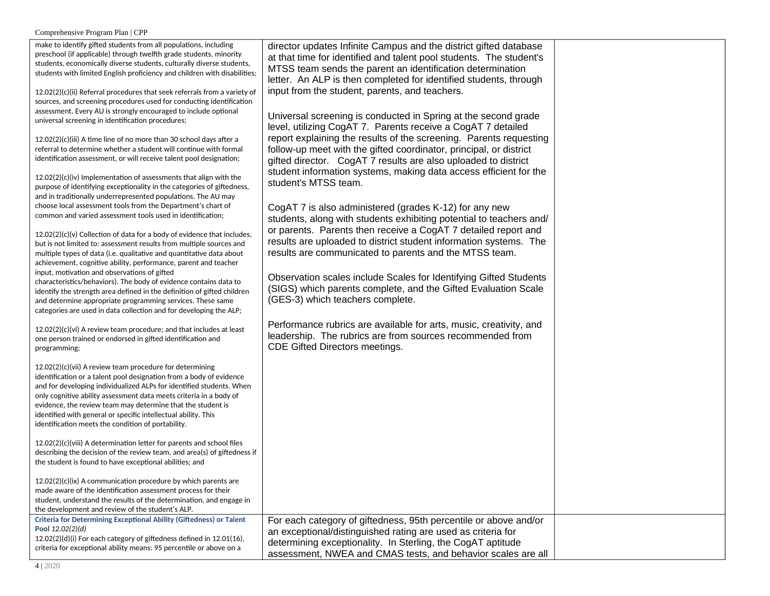| | | |
|---|---|---|
| make to identify gifted students from all populations, including preschool (if applicable) through twelfth grade students, minority students, economically diverse students, culturally diverse students, students with limited English proficiency and children with disabilities;<br><br>12.02(2)(c)(ii) Referral procedures that seek referrals from a variety of sources, and screening procedures used for conducting identification assessment. Every AU is strongly encouraged to include optional universal screening in identification procedures;<br><br>12.02(2)(c)(iii) A time line of no more than 30 school days after a referral to determine whether a student will continue with formal identification assessment, or will receive talent pool designation;<br><br>12.02(2)(c)(iv) Implementation of assessments that align with the purpose of identifying exceptionality in the categories of giftedness, and in traditionally underrepresented populations. The AU may choose local assessment tools from the Department's chart of common and varied assessment tools used in identification;<br><br>12.02(2)(c)(v) Collection of data for a body of evidence that includes, but is not limited to: assessment results from multiple sources and multiple types of data (i.e. qualitative and quantitative data about achievement, cognitive ability, performance, parent and teacher input, motivation and observations of gifted characteristics/behaviors). The body of evidence contains data to identify the strength area defined in the definition of gifted children and determine appropriate programming services. These same categories are used in data collection and for developing the ALP;<br><br>12.02(2)(c)(vi) A review team procedure; and that includes at least one person trained or endorsed in gifted identification and programming;<br><br>12.02(2)(c)(vii) A review team procedure for determining identification or a talent pool designation from a body of evidence and for developing individualized ALPs for identified students. When only cognitive ability assessment data meets criteria in a body of evidence, the review team may determine that the student is identified with general or specific intellectual ability. This identification meets the condition of portability.<br><br>12.02(2)(c)(viii) A determination letter for parents and school files describing the decision of the review team, and area(s) of giftedness if the student is found to have exceptional abilities; and<br><br>12.02(2)(c)(ix) A communication procedure by which parents are made aware of the identification assessment process for their student, understand the results of the determination, and engage in the development and review of the student's ALP. | director updates Infinite Campus and the district gifted database at that time for identified and talent pool students. The student's MTSS team sends the parent an identification determination letter. An ALP is then completed for identified students, through input from the student, parents, and teachers.<br><br>Universal screening is conducted in Spring at the second grade level, utilizing CogAT 7. Parents receive a CogAT 7 detailed report explaining the results of the screening. Parents requesting follow-up meet with the gifted coordinator, principal, or district gifted director. CogAT 7 results are also uploaded to district student information systems, making data access efficient for the student's MTSS team.<br><br>CogAT 7 is also administered (grades K-12) for any new students, along with students exhibiting potential to teachers and/ or parents. Parents then receive a CogAT 7 detailed report and results are uploaded to district student information systems. The results are communicated to parents and the MTSS team.<br><br>Observation scales include Scales for Identifying Gifted Students (SIGS) which parents complete, and the Gifted Evaluation Scale (GES-3) which teachers complete.<br><br>Performance rubrics are available for arts, music, creativity, and leadership. The rubrics are from sources recommended from CDE Gifted Directors meetings. | |
| **Criteria for Determining Exceptional Ability (Giftedness) or Talent Pool** *12.02(2)(d)*<br>12.02(2)(d)(i) For each category of giftedness defined in 12.01(16), criteria for exceptional ability means: 95 percentile or above on a | For each category of giftedness, 95th percentile or above and/or an exceptional/distinguished rating are used as criteria for determining exceptionality. In Sterling, the CogAT aptitude assessment, NWEA and CMAS tests, and behavior scales are all | |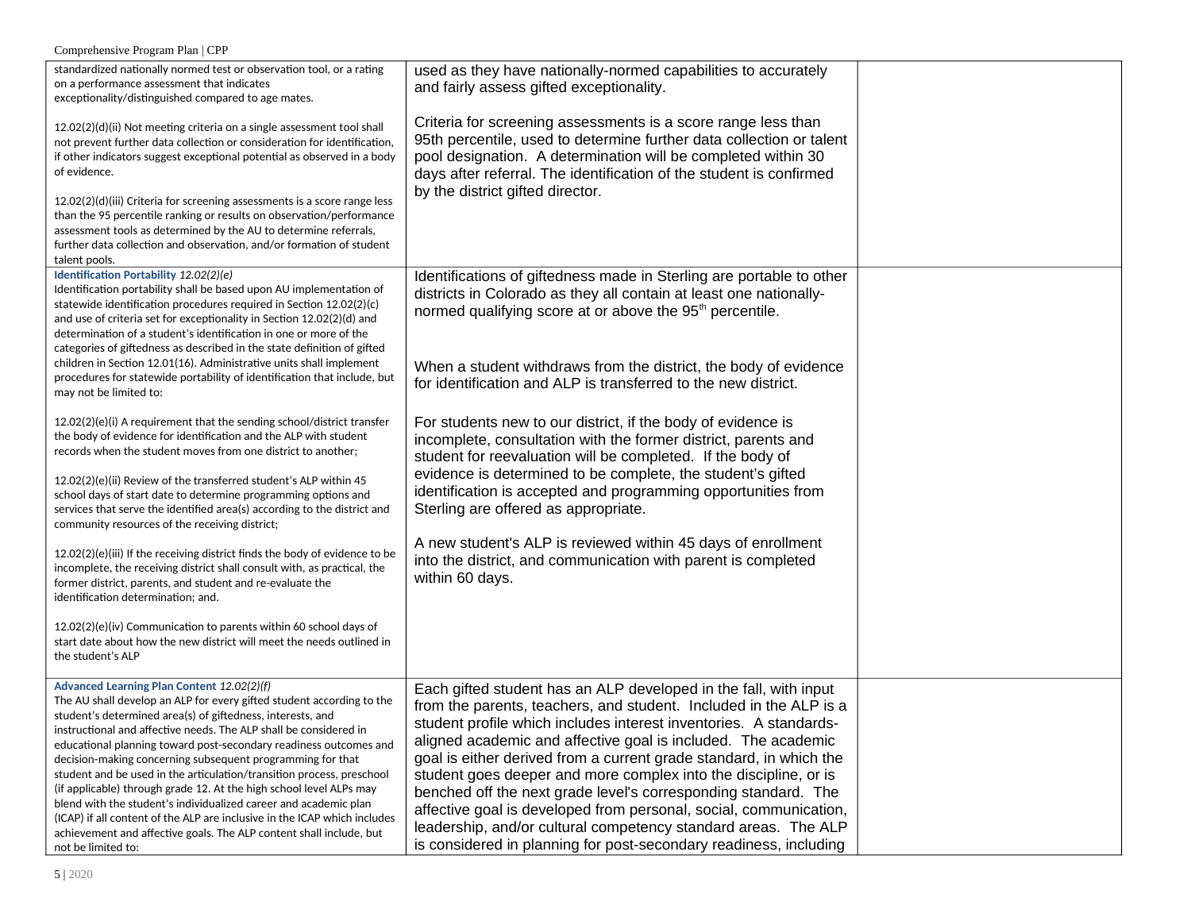| | | |
|---|---|---|
| standardized nationally normed test or observation tool, or a rating on a performance assessment that indicates exceptionality/distinguished compared to age mates.<br><br>12.02(2)(d)(ii) Not meeting criteria on a single assessment tool shall not prevent further data collection or consideration for identification, if other indicators suggest exceptional potential as observed in a body of evidence.<br><br>12.02(2)(d)(iii) Criteria for screening assessments is a score range less than the 95 percentile ranking or results on observation/performance assessment tools as determined by the AU to determine referrals, further data collection and observation, and/or formation of student talent pools. | used as they have nationally-normed capabilities to accurately and fairly assess gifted exceptionality.<br><br>Criteria for screening assessments is a score range less than 95th percentile, used to determine further data collection or talent pool designation. A determination will be completed within 30 days after referral. The identification of the student is confirmed by the district gifted director. | |
| **Identification Portability** *12.02(2)(e)*<br>Identification portability shall be based upon AU implementation of statewide identification procedures required in Section 12.02(2)(c) and use of criteria set for exceptionality in Section 12.02(2)(d) and determination of a student's identification in one or more of the categories of giftedness as described in the state definition of gifted children in Section 12.01(16). Administrative units shall implement procedures for statewide portability of identification that include, but may not be limited to:<br><br>12.02(2)(e)(i) A requirement that the sending school/district transfer the body of evidence for identification and the ALP with student records when the student moves from one district to another;<br><br>12.02(2)(e)(ii) Review of the transferred student's ALP within 45 school days of start date to determine programming options and services that serve the identified area(s) according to the district and community resources of the receiving district;<br><br>12.02(2)(e)(iii) If the receiving district finds the body of evidence to be incomplete, the receiving district shall consult with, as practical, the former district, parents, and student and re-evaluate the identification determination; and.<br><br>12.02(2)(e)(iv) Communication to parents within 60 school days of start date about how the new district will meet the needs outlined in the student's ALP | Identifications of giftedness made in Sterling are portable to other districts in Colorado as they all contain at least one nationally-normed qualifying score at or above the 95th percentile.<br><br>When a student withdraws from the district, the body of evidence for identification and ALP is transferred to the new district.<br><br>For students new to our district, if the body of evidence is incomplete, consultation with the former district, parents and student for reevaluation will be completed. If the body of evidence is determined to be complete, the student's gifted identification is accepted and programming opportunities from Sterling are offered as appropriate.<br><br>A new student's ALP is reviewed within 45 days of enrollment into the district, and communication with parent is completed within 60 days. | |
| **Advanced Learning Plan Content** *12.02(2)(f)*<br>The AU shall develop an ALP for every gifted student according to the student's determined area(s) of giftedness, interests, and instructional and affective needs. The ALP shall be considered in educational planning toward post-secondary readiness outcomes and decision-making concerning subsequent programming for that student and be used in the articulation/transition process, preschool (if applicable) through grade 12. At the high school level ALPs may blend with the student's individualized career and academic plan (ICAP) if all content of the ALP are inclusive in the ICAP which includes achievement and affective goals. The ALP content shall include, but not be limited to: | Each gifted student has an ALP developed in the fall, with input from the parents, teachers, and student. Included in the ALP is a student profile which includes interest inventories. A standards-aligned academic and affective goal is included. The academic goal is either derived from a current grade standard, in which the student goes deeper and more complex into the discipline, or is benched off the next grade level's corresponding standard. The affective goal is developed from personal, social, communication, leadership, and/or cultural competency standard areas. The ALP is considered in planning for post-secondary readiness, including | |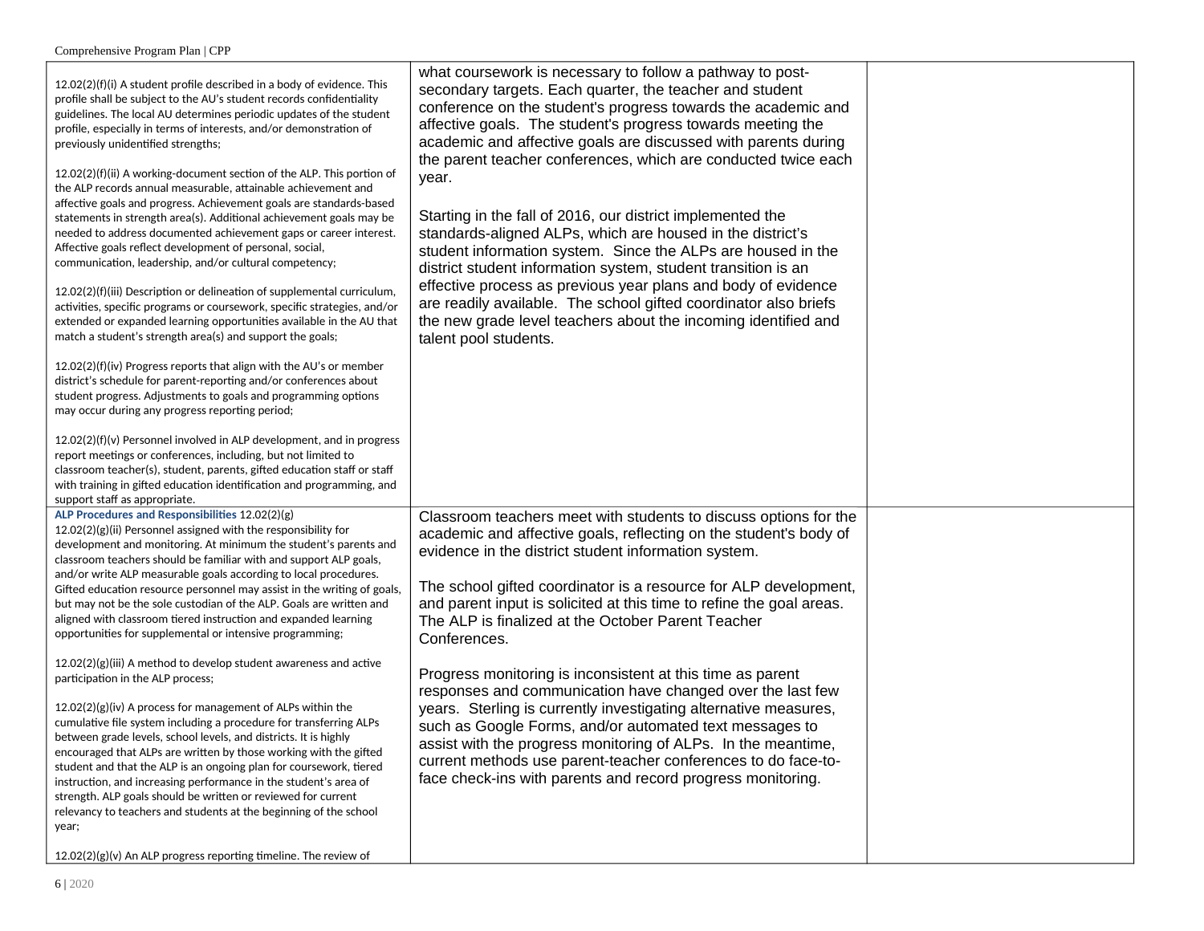| | | |
|---|---|---|
| 12.02(2)(f)(i) A student profile described in a body of evidence. This profile shall be subject to the AU's student records confidentiality guidelines. The local AU determines periodic updates of the student profile, especially in terms of interests, and/or demonstration of previously unidentified strengths;<br><br>12.02(2)(f)(ii) A working-document section of the ALP. This portion of the ALP records annual measurable, attainable achievement and affective goals and progress. Achievement goals are standards-based statements in strength area(s). Additional achievement goals may be needed to address documented achievement gaps or career interest. Affective goals reflect development of personal, social, communication, leadership, and/or cultural competency;<br><br>12.02(2)(f)(iii) Description or delineation of supplemental curriculum, activities, specific programs or coursework, specific strategies, and/or extended or expanded learning opportunities available in the AU that match a student's strength area(s) and support the goals;<br><br>12.02(2)(f)(iv) Progress reports that align with the AU's or member district's schedule for parent-reporting and/or conferences about student progress. Adjustments to goals and programming options may occur during any progress reporting period;<br><br>12.02(2)(f)(v) Personnel involved in ALP development, and in progress report meetings or conferences, including, but not limited to classroom teacher(s), student, parents, gifted education staff or staff with training in gifted education identification and programming, and support staff as appropriate. | what coursework is necessary to follow a pathway to post-secondary targets. Each quarter, the teacher and student conference on the student's progress towards the academic and affective goals. The student's progress towards meeting the academic and affective goals are discussed with parents during the parent teacher conferences, which are conducted twice each year.<br><br>Starting in the fall of 2016, our district implemented the standards-aligned ALPs, which are housed in the district's student information system. Since the ALPs are housed in the district student information system, student transition is an effective process as previous year plans and body of evidence are readily available. The school gifted coordinator also briefs the new grade level teachers about the incoming identified and talent pool students. | |
| **ALP Procedures and Responsibilities** 12.02(2)(g)<br>12.02(2)(g)(ii) Personnel assigned with the responsibility for development and monitoring. At minimum the student's parents and classroom teachers should be familiar with and support ALP goals, and/or write ALP measurable goals according to local procedures. Gifted education resource personnel may assist in the writing of goals, but may not be the sole custodian of the ALP. Goals are written and aligned with classroom tiered instruction and expanded learning opportunities for supplemental or intensive programming;<br><br>12.02(2)(g)(iii) A method to develop student awareness and active participation in the ALP process;<br><br>12.02(2)(g)(iv) A process for management of ALPs within the cumulative file system including a procedure for transferring ALPs between grade levels, school levels, and districts. It is highly encouraged that ALPs are written by those working with the gifted student and that the ALP is an ongoing plan for coursework, tiered instruction, and increasing performance in the student's area of strength. ALP goals should be written or reviewed for current relevancy to teachers and students at the beginning of the school year;<br><br>12.02(2)(g)(v) An ALP progress reporting timeline. The review of | Classroom teachers meet with students to discuss options for the academic and affective goals, reflecting on the student's body of evidence in the district student information system.<br><br>The school gifted coordinator is a resource for ALP development, and parent input is solicited at this time to refine the goal areas. The ALP is finalized at the October Parent Teacher Conferences.<br><br>Progress monitoring is inconsistent at this time as parent responses and communication have changed over the last few years. Sterling is currently investigating alternative measures, such as Google Forms, and/or automated text messages to assist with the progress monitoring of ALPs. In the meantime, current methods use parent-teacher conferences to do face-to-face check-ins with parents and record progress monitoring. | |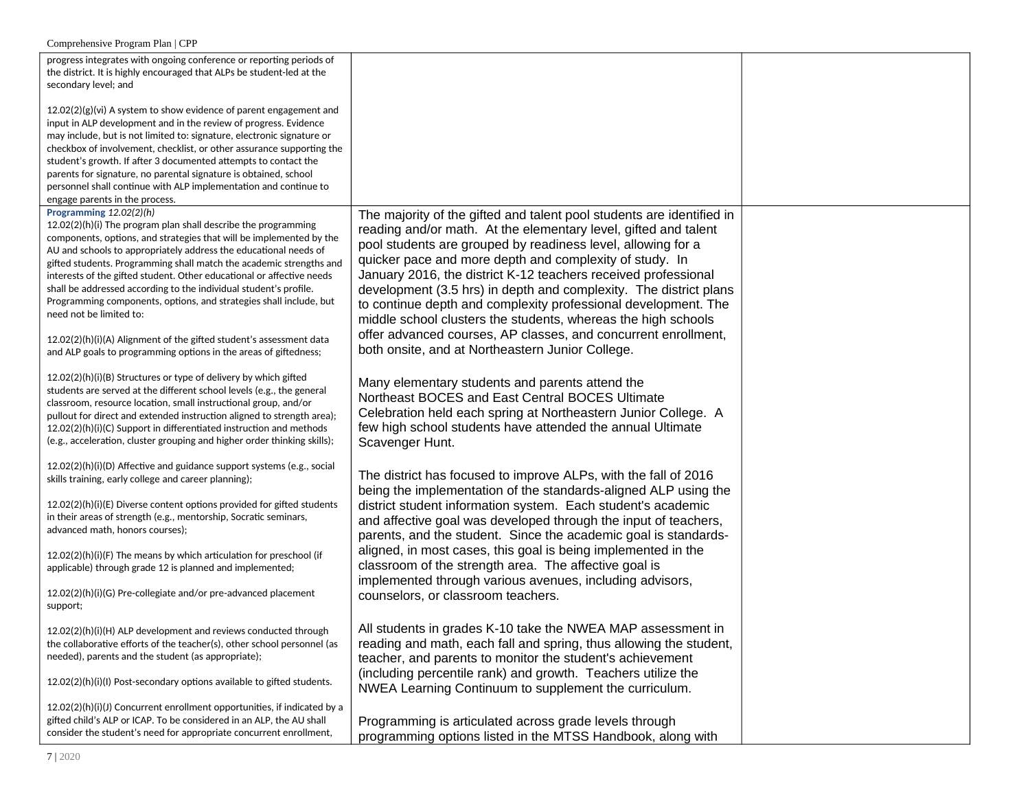| | | |
|---|---|---|
| progress integrates with ongoing conference or reporting periods of the district. It is highly encouraged that ALPs be student-led at the secondary level; and<br><br>12.02(2)(g)(vi) A system to show evidence of parent engagement and input in ALP development and in the review of progress. Evidence may include, but is not limited to: signature, electronic signature or checkbox of involvement, checklist, or other assurance supporting the student's growth. If after 3 documented attempts to contact the parents for signature, no parental signature is obtained, school personnel shall continue with ALP implementation and continue to engage parents in the process. | | |
| **Programming** *12.02(2)(h)*<br>12.02(2)(h)(i) The program plan shall describe the programming components, options, and strategies that will be implemented by the AU and schools to appropriately address the educational needs of gifted students. Programming shall match the academic strengths and interests of the gifted student. Other educational or affective needs shall be addressed according to the individual student's profile. Programming components, options, and strategies shall include, but need not be limited to:<br><br>12.02(2)(h)(i)(A) Alignment of the gifted student's assessment data and ALP goals to programming options in the areas of giftedness;<br><br>12.02(2)(h)(i)(B) Structures or type of delivery by which gifted students are served at the different school levels (e.g., the general classroom, resource location, small instructional group, and/or pullout for direct and extended instruction aligned to strength area);<br>12.02(2)(h)(i)(C) Support in differentiated instruction and methods (e.g., acceleration, cluster grouping and higher order thinking skills);<br><br>12.02(2)(h)(i)(D) Affective and guidance support systems (e.g., social skills training, early college and career planning);<br><br>12.02(2)(h)(i)(E) Diverse content options provided for gifted students in their areas of strength (e.g., mentorship, Socratic seminars, advanced math, honors courses);<br><br>12.02(2)(h)(i)(F) The means by which articulation for preschool (if applicable) through grade 12 is planned and implemented;<br><br>12.02(2)(h)(i)(G) Pre-collegiate and/or pre-advanced placement support;<br><br>12.02(2)(h)(i)(H) ALP development and reviews conducted through the collaborative efforts of the teacher(s), other school personnel (as needed), parents and the student (as appropriate);<br><br>12.02(2)(h)(i)(I) Post-secondary options available to gifted students.<br><br>12.02(2)(h)(i)(J) Concurrent enrollment opportunities, if indicated by a gifted child's ALP or ICAP. To be considered in an ALP, the AU shall consider the student's need for appropriate concurrent enrollment, | The majority of the gifted and talent pool students are identified in reading and/or math. At the elementary level, gifted and talent pool students are grouped by readiness level, allowing for a quicker pace and more depth and complexity of study. In January 2016, the district K-12 teachers received professional development (3.5 hrs) in depth and complexity. The district plans to continue depth and complexity professional development. The middle school clusters the students, whereas the high schools offer advanced courses, AP classes, and concurrent enrollment, both onsite, and at Northeastern Junior College.<br><br>Many elementary students and parents attend the Northeast BOCES and East Central BOCES Ultimate Celebration held each spring at Northeastern Junior College. A few high school students have attended the annual Ultimate Scavenger Hunt.<br><br>The district has focused to improve ALPs, with the fall of 2016 being the implementation of the standards-aligned ALP using the district student information system. Each student's academic and affective goal was developed through the input of teachers, parents, and the student. Since the academic goal is standards-aligned, in most cases, this goal is being implemented in the classroom of the strength area. The affective goal is implemented through various avenues, including advisors, counselors, or classroom teachers.<br><br>All students in grades K-10 take the NWEA MAP assessment in reading and math, each fall and spring, thus allowing the student, teacher, and parents to monitor the student's achievement (including percentile rank) and growth. Teachers utilize the NWEA Learning Continuum to supplement the curriculum.<br><br>Programming is articulated across grade levels through programming options listed in the MTSS Handbook, along with | |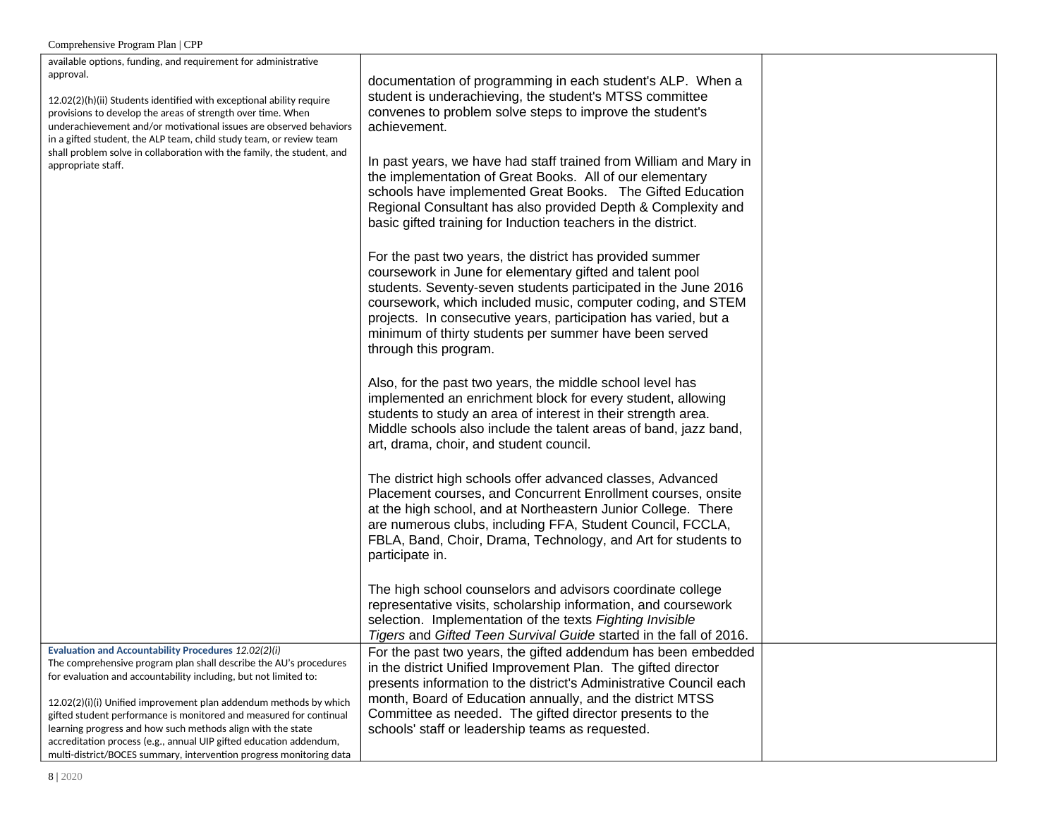| | | |
|---|---|---|
| available options, funding, and requirement for administrative approval.<br><br>12.02(2)(h)(ii) Students identified with exceptional ability require provisions to develop the areas of strength over time. When underachievement and/or motivational issues are observed behaviors in a gifted student, the ALP team, child study team, or review team shall problem solve in collaboration with the family, the student, and appropriate staff. | documentation of programming in each student's ALP. When a student is underachieving, the student's MTSS committee convenes to problem solve steps to improve the student's achievement.<br><br>In past years, we have had staff trained from William and Mary in the implementation of Great Books. All of our elementary schools have implemented Great Books. The Gifted Education Regional Consultant has also provided Depth & Complexity and basic gifted training for Induction teachers in the district.<br><br>For the past two years, the district has provided summer coursework in June for elementary gifted and talent pool students. Seventy-seven students participated in the June 2016 coursework, which included music, computer coding, and STEM projects. In consecutive years, participation has varied, but a minimum of thirty students per summer have been served through this program.<br><br>Also, for the past two years, the middle school level has implemented an enrichment block for every student, allowing students to study an area of interest in their strength area. Middle schools also include the talent areas of band, jazz band, art, drama, choir, and student council.<br><br>The district high schools offer advanced classes, Advanced Placement courses, and Concurrent Enrollment courses, onsite at the high school, and at Northeastern Junior College. There are numerous clubs, including FFA, Student Council, FCCLA, FBLA, Band, Choir, Drama, Technology, and Art for students to participate in.<br><br>The high school counselors and advisors coordinate college representative visits, scholarship information, and coursework selection. Implementation of the texts *Fighting Invisible Tigers* and *Gifted Teen Survival Guide* started in the fall of 2016. | |
| **Evaluation and Accountability Procedures** *12.02(2)(i)*<br>The comprehensive program plan shall describe the AU's procedures for evaluation and accountability including, but not limited to:<br><br>12.02(2)(i)(i) Unified improvement plan addendum methods by which gifted student performance is monitored and measured for continual learning progress and how such methods align with the state accreditation process (e.g., annual UIP gifted education addendum, multi-district/BOCES summary, intervention progress monitoring data | For the past two years, the gifted addendum has been embedded in the district Unified Improvement Plan. The gifted director presents information to the district's Administrative Council each month, Board of Education annually, and the district MTSS Committee as needed. The gifted director presents to the schools' staff or leadership teams as requested. | |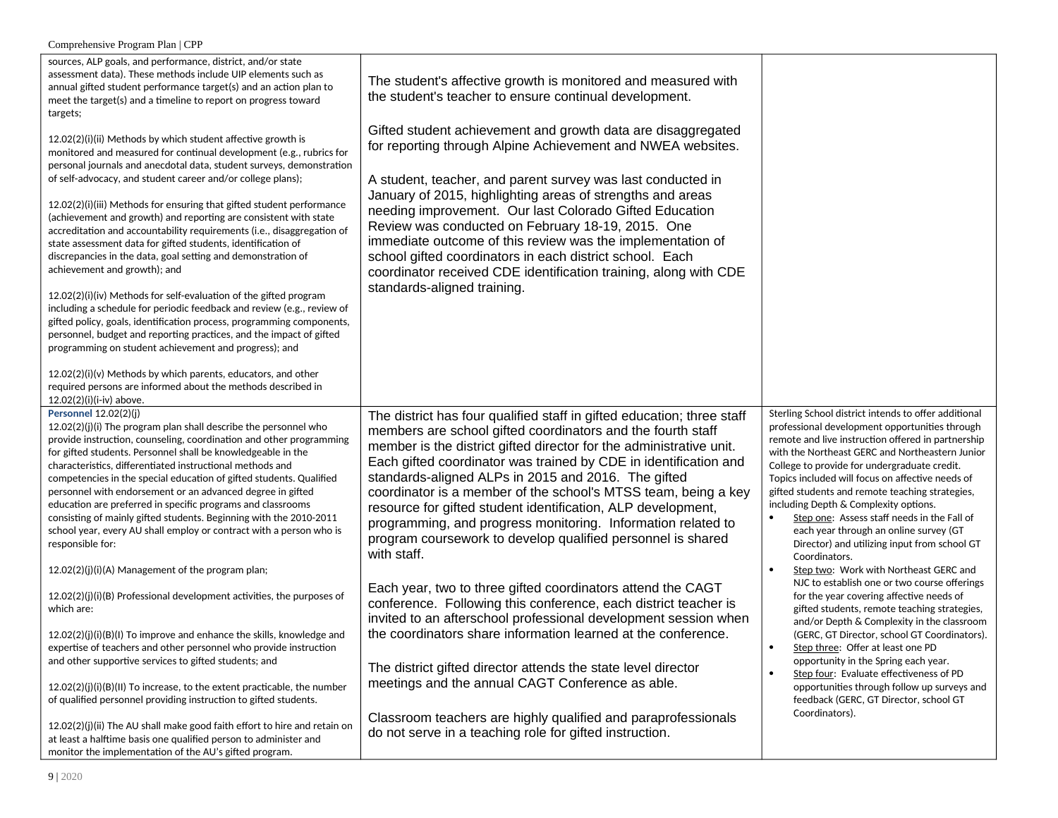| | | |
|---|---|---|
| sources, ALP goals, and performance, district, and/or state assessment data). These methods include UIP elements such as annual gifted student performance target(s) and an action plan to meet the target(s) and a timeline to report on progress toward targets;<br><br>12.02(2)(i)(ii) Methods by which student affective growth is monitored and measured for continual development (e.g., rubrics for personal journals and anecdotal data, student surveys, demonstration of self-advocacy, and student career and/or college plans);<br><br>12.02(2)(i)(iii) Methods for ensuring that gifted student performance (achievement and growth) and reporting are consistent with state accreditation and accountability requirements (i.e., disaggregation of state assessment data for gifted students, identification of discrepancies in the data, goal setting and demonstration of achievement and growth); and<br><br>12.02(2)(i)(iv) Methods for self-evaluation of the gifted program including a schedule for periodic feedback and review (e.g., review of gifted policy, goals, identification process, programming components, personnel, budget and reporting practices, and the impact of gifted programming on student achievement and progress); and<br><br>12.02(2)(i)(v) Methods by which parents, educators, and other required persons are informed about the methods described in 12.02(2)(i)(i-iv) above. | The student's affective growth is monitored and measured with the student's teacher to ensure continual development.<br><br>Gifted student achievement and growth data are disaggregated for reporting through Alpine Achievement and NWEA websites.<br><br>A student, teacher, and parent survey was last conducted in January of 2015, highlighting areas of strengths and areas needing improvement. Our last Colorado Gifted Education Review was conducted on February 18-19, 2015. One immediate outcome of this review was the implementation of school gifted coordinators in each district school. Each coordinator received CDE identification training, along with CDE standards-aligned training. | |
| **Personnel** 12.02(2)(j)<br>12.02(2)(j)(i) The program plan shall describe the personnel who provide instruction, counseling, coordination and other programming for gifted students. Personnel shall be knowledgeable in the characteristics, differentiated instructional methods and competencies in the special education of gifted students. Qualified personnel with endorsement or an advanced degree in gifted education are preferred in specific programs and classrooms consisting of mainly gifted students. Beginning with the 2010-2011 school year, every AU shall employ or contract with a person who is responsible for:<br><br>12.02(2)(j)(i)(A) Management of the program plan;<br><br>12.02(2)(j)(i)(B) Professional development activities, the purposes of which are:<br><br>12.02(2)(j)(i)(B)(I) To improve and enhance the skills, knowledge and expertise of teachers and other personnel who provide instruction and other supportive services to gifted students; and<br><br>12.02(2)(j)(i)(B)(II) To increase, to the extent practicable, the number of qualified personnel providing instruction to gifted students.<br><br>12.02(2)(j)(ii) The AU shall make good faith effort to hire and retain on at least a halftime basis one qualified person to administer and monitor the implementation of the AU's gifted program. | The district has four qualified staff in gifted education; three staff members are school gifted coordinators and the fourth staff member is the district gifted director for the administrative unit. Each gifted coordinator was trained by CDE in identification and standards-aligned ALPs in 2015 and 2016. The gifted coordinator is a member of the school's MTSS team, being a key resource for gifted student identification, ALP development, programming, and progress monitoring. Information related to program coursework to develop qualified personnel is shared with staff.<br><br>Each year, two to three gifted coordinators attend the CAGT conference. Following this conference, each district teacher is invited to an afterschool professional development session when the coordinators share information learned at the conference.<br><br>The district gifted director attends the state level director meetings and the annual CAGT Conference as able.<br><br>Classroom teachers are highly qualified and paraprofessionals do not serve in a teaching role for gifted instruction. | Sterling School district intends to offer additional professional development opportunities through remote and live instruction offered in partnership with the Northeast GERC and Northeastern Junior College to provide for undergraduate credit. Topics included will focus on affective needs of gifted students and remote teaching strategies, including Depth & Complexity options.<br>• Step one: Assess staff needs in the Fall of each year through an online survey (GT Director) and utilizing input from school GT Coordinators.<br>• Step two: Work with Northeast GERC and NJC to establish one or two course offerings for the year covering affective needs of gifted students, remote teaching strategies, and/or Depth & Complexity in the classroom (GERC, GT Director, school GT Coordinators).<br>• Step three: Offer at least one PD opportunity in the Spring each year.<br>• Step four: Evaluate effectiveness of PD opportunities through follow up surveys and feedback (GERC, GT Director, school GT Coordinators). |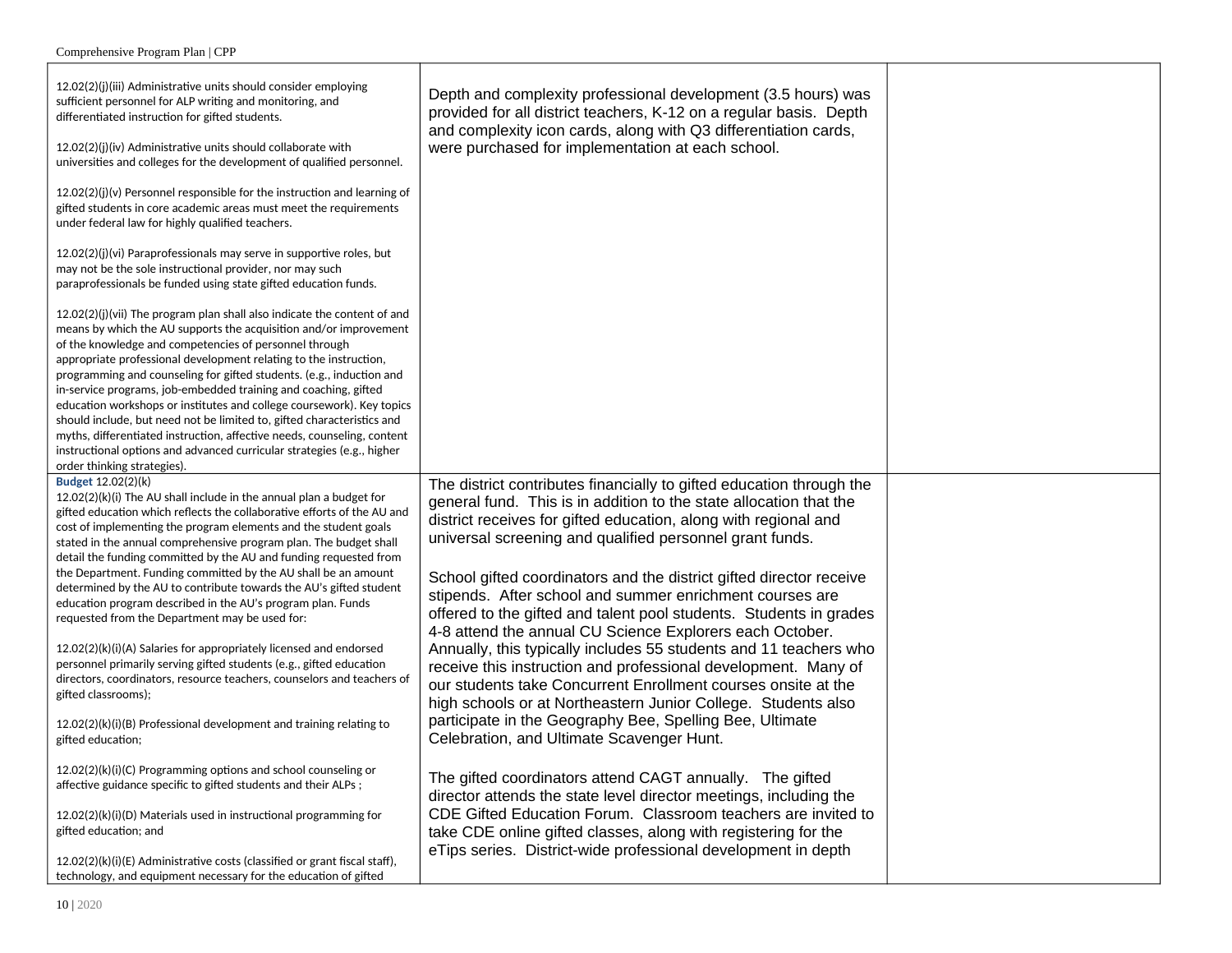| | | |
|---|---|---|
| 12.02(2)(j)(iii) Administrative units should consider employing sufficient personnel for ALP writing and monitoring, and differentiated instruction for gifted students.<br><br>12.02(2)(j)(iv) Administrative units should collaborate with universities and colleges for the development of qualified personnel.<br><br>12.02(2)(j)(v) Personnel responsible for the instruction and learning of gifted students in core academic areas must meet the requirements under federal law for highly qualified teachers.<br><br>12.02(2)(j)(vi) Paraprofessionals may serve in supportive roles, but may not be the sole instructional provider, nor may such paraprofessionals be funded using state gifted education funds.<br><br>12.02(2)(j)(vii) The program plan shall also indicate the content of and means by which the AU supports the acquisition and/or improvement of the knowledge and competencies of personnel through appropriate professional development relating to the instruction, programming and counseling for gifted students. (e.g., induction and in-service programs, job-embedded training and coaching, gifted education workshops or institutes and college coursework). Key topics should include, but need not be limited to, gifted characteristics and myths, differentiated instruction, affective needs, counseling, content instructional options and advanced curricular strategies (e.g., higher order thinking strategies). | Depth and complexity professional development (3.5 hours) was provided for all district teachers, K-12 on a regular basis. Depth and complexity icon cards, along with Q3 differentiation cards, were purchased for implementation at each school. | |
| **Budget** 12.02(2)(k)<br>12.02(2)(k)(i) The AU shall include in the annual plan a budget for gifted education which reflects the collaborative efforts of the AU and cost of implementing the program elements and the student goals stated in the annual comprehensive program plan. The budget shall detail the funding committed by the AU and funding requested from the Department. Funding committed by the AU shall be an amount determined by the AU to contribute towards the AU's gifted student education program described in the AU's program plan. Funds requested from the Department may be used for:<br><br>12.02(2)(k)(i)(A) Salaries for appropriately licensed and endorsed personnel primarily serving gifted students (e.g., gifted education directors, coordinators, resource teachers, counselors and teachers of gifted classrooms);<br><br>12.02(2)(k)(i)(B) Professional development and training relating to gifted education;<br><br>12.02(2)(k)(i)(C) Programming options and school counseling or affective guidance specific to gifted students and their ALPs ;<br><br>12.02(2)(k)(i)(D) Materials used in instructional programming for gifted education; and<br><br>12.02(2)(k)(i)(E) Administrative costs (classified or grant fiscal staff), technology, and equipment necessary for the education of gifted | The district contributes financially to gifted education through the general fund. This is in addition to the state allocation that the district receives for gifted education, along with regional and universal screening and qualified personnel grant funds.<br><br>School gifted coordinators and the district gifted director receive stipends. After school and summer enrichment courses are offered to the gifted and talent pool students. Students in grades 4-8 attend the annual CU Science Explorers each October. Annually, this typically includes 55 students and 11 teachers who receive this instruction and professional development. Many of our students take Concurrent Enrollment courses onsite at the high schools or at Northeastern Junior College. Students also participate in the Geography Bee, Spelling Bee, Ultimate Celebration, and Ultimate Scavenger Hunt.<br><br>The gifted coordinators attend CAGT annually. The gifted director attends the state level director meetings, including the CDE Gifted Education Forum. Classroom teachers are invited to take CDE online gifted classes, along with registering for the eTips series. District-wide professional development in depth | |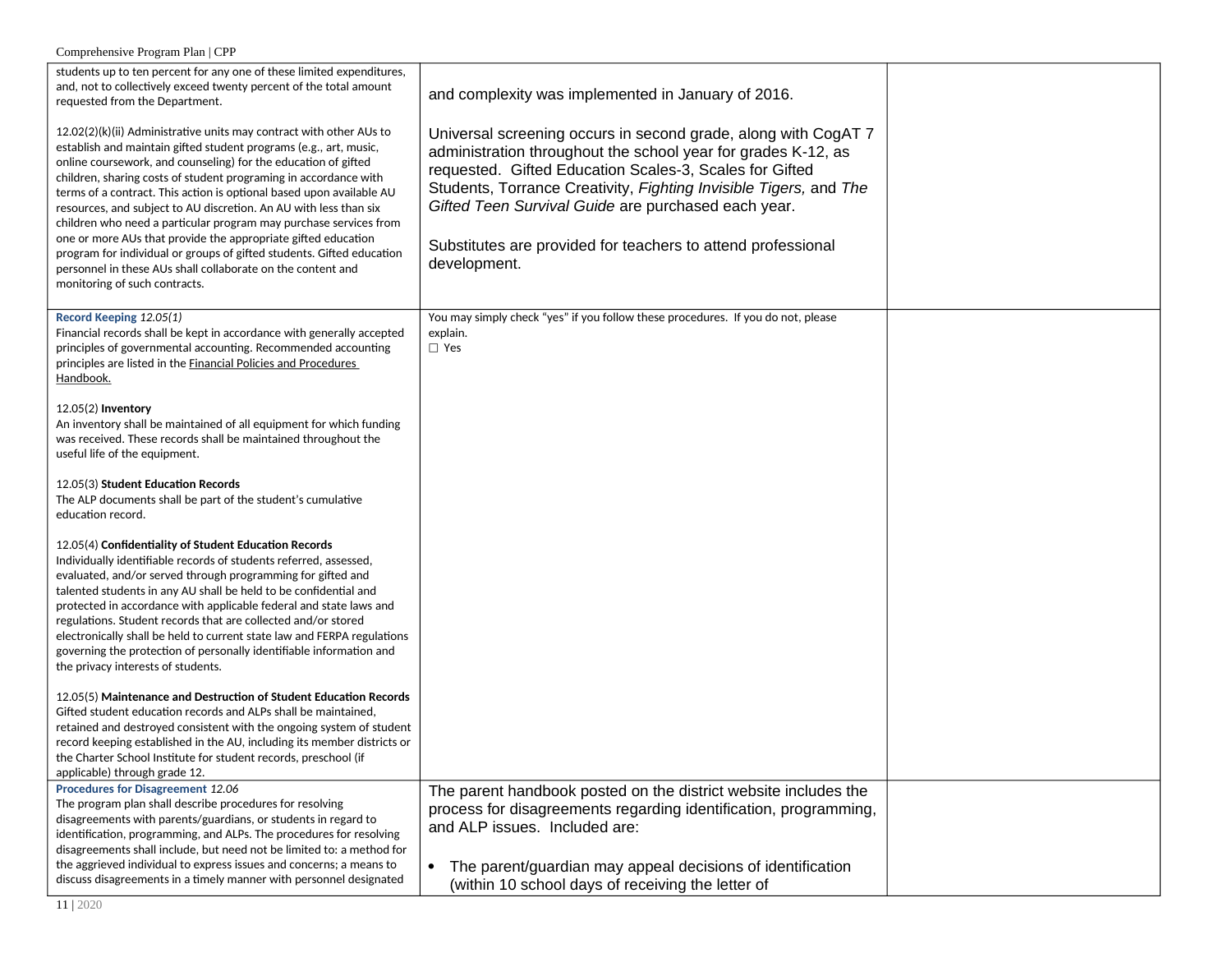| | | |
|---|---|---|
| students up to ten percent for any one of these limited expenditures, and, not to collectively exceed twenty percent of the total amount requested from the Department.<br><br>12.02(2)(k)(ii) Administrative units may contract with other AUs to establish and maintain gifted student programs (e.g., art, music, online coursework, and counseling) for the education of gifted children, sharing costs of student programing in accordance with terms of a contract. This action is optional based upon available AU resources, and subject to AU discretion. An AU with less than six children who need a particular program may purchase services from one or more AUs that provide the appropriate gifted education program for individual or groups of gifted students. Gifted education personnel in these AUs shall collaborate on the content and monitoring of such contracts. | and complexity was implemented in January of 2016.<br><br>Universal screening occurs in second grade, along with CogAT 7 administration throughout the school year for grades K-12, as requested. Gifted Education Scales-3, Scales for Gifted Students, Torrance Creativity, *Fighting Invisible Tigers,* and *The Gifted Teen Survival Guide* are purchased each year.<br><br>Substitutes are provided for teachers to attend professional development. | |
| **Record Keeping** *12.05(1)*<br>Financial records shall be kept in accordance with generally accepted principles of governmental accounting. Recommended accounting principles are listed in the Financial Policies and Procedures Handbook.<br><br>12.05(2) **Inventory**<br>An inventory shall be maintained of all equipment for which funding was received. These records shall be maintained throughout the useful life of the equipment.<br><br>12.05(3) **Student Education Records**<br>The ALP documents shall be part of the student's cumulative education record.<br><br>12.05(4) **Confidentiality of Student Education Records**<br>Individually identifiable records of students referred, assessed, evaluated, and/or served through programming for gifted and talented students in any AU shall be held to be confidential and protected in accordance with applicable federal and state laws and regulations. Student records that are collected and/or stored electronically shall be held to current state law and FERPA regulations governing the protection of personally identifiable information and the privacy interests of students.<br><br>12.05(5) **Maintenance and Destruction of Student Education Records**<br>Gifted student education records and ALPs shall be maintained, retained and destroyed consistent with the ongoing system of student record keeping established in the AU, including its member districts or the Charter School Institute for student records, preschool (if applicable) through grade 12. | You may simply check "yes" if you follow these procedures. If you do not, please explain.<br>☐ Yes | |
| **Procedures for Disagreement** *12.06*<br>The program plan shall describe procedures for resolving disagreements with parents/guardians, or students in regard to identification, programming, and ALPs. The procedures for resolving disagreements shall include, but need not be limited to: a method for the aggrieved individual to express issues and concerns; a means to discuss disagreements in a timely manner with personnel designated | The parent handbook posted on the district website includes the process for disagreements regarding identification, programming, and ALP issues. Included are:<br><br>• The parent/guardian may appeal decisions of identification (within 10 school days of receiving the letter of | |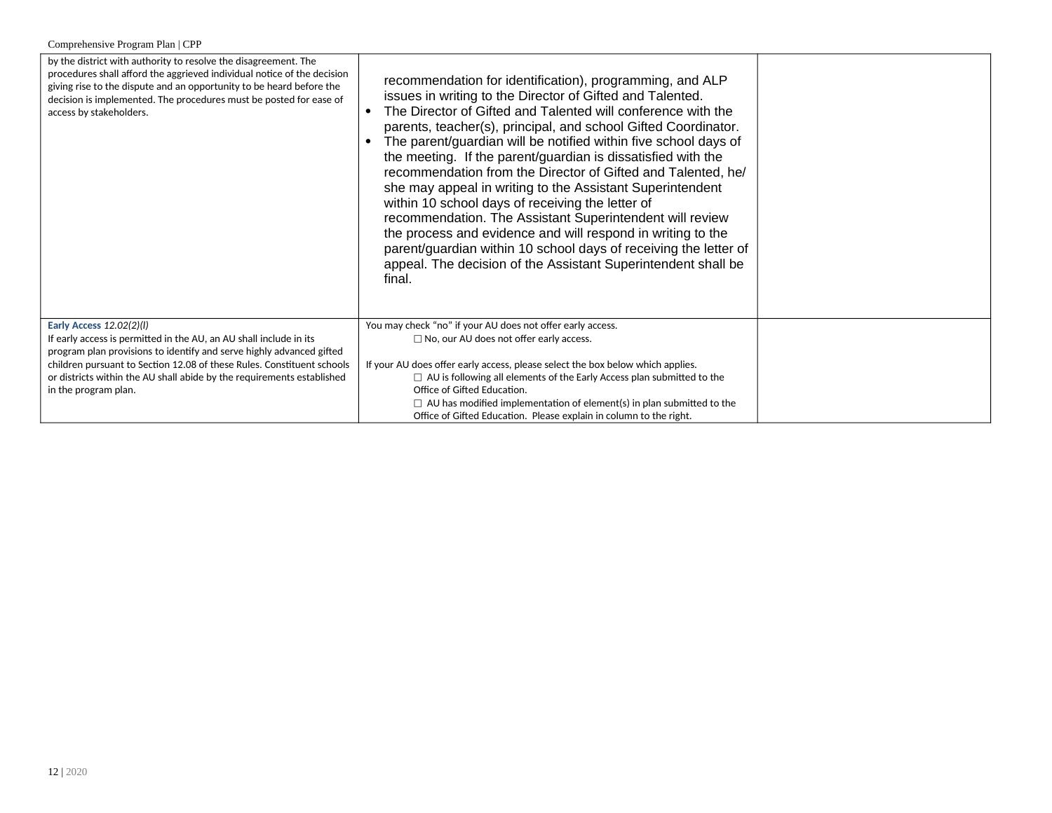| | | |
|---|---|---|
| by the district with authority to resolve the disagreement. The procedures shall afford the aggrieved individual notice of the decision giving rise to the dispute and an opportunity to be heard before the decision is implemented. The procedures must be posted for ease of access by stakeholders. | recommendation for identification), programming, and ALP issues in writing to the Director of Gifted and Talented.<br>• The Director of Gifted and Talented will conference with the parents, teacher(s), principal, and school Gifted Coordinator.<br>• The parent/guardian will be notified within five school days of the meeting. If the parent/guardian is dissatisfied with the recommendation from the Director of Gifted and Talented, he/she may appeal in writing to the Assistant Superintendent within 10 school days of receiving the letter of recommendation. The Assistant Superintendent will review the process and evidence and will respond in writing to the parent/guardian within 10 school days of receiving the letter of appeal. The decision of the Assistant Superintendent shall be final. | |
| **Early Access** *12.02(2)(l)*<br>If early access is permitted in the AU, an AU shall include in its program plan provisions to identify and serve highly advanced gifted children pursuant to Section 12.08 of these Rules. Constituent schools or districts within the AU shall abide by the requirements established in the program plan. | You may check "no" if your AU does not offer early access.<br>☐ No, our AU does not offer early access.<br><br>If your AU does offer early access, please select the box below which applies.<br>☐ AU is following all elements of the Early Access plan submitted to the Office of Gifted Education.<br>☐ AU has modified implementation of element(s) in plan submitted to the Office of Gifted Education. Please explain in column to the right. | |